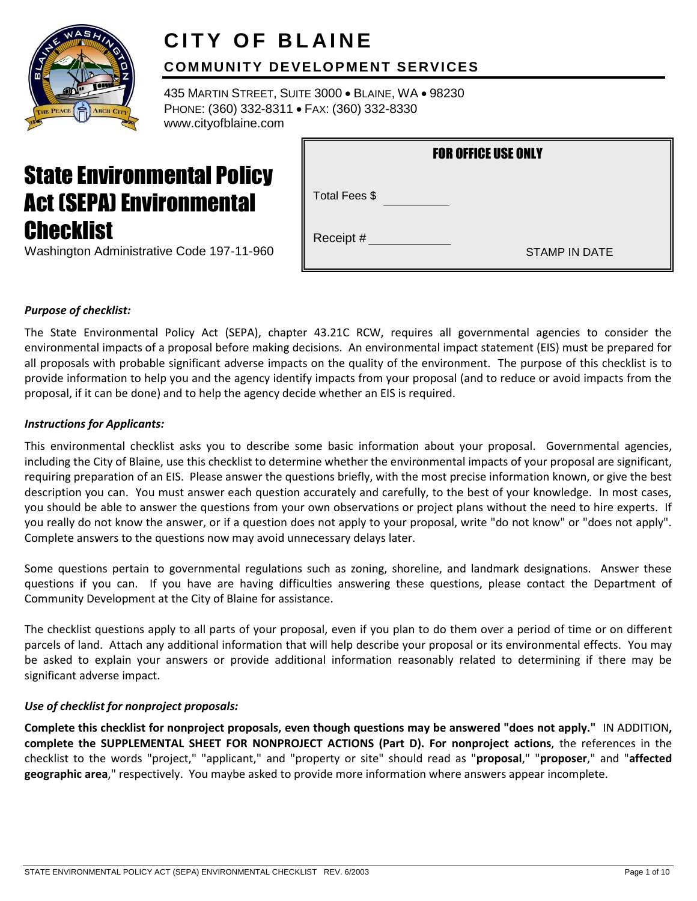# CITY OF BLAINE

## COMMUNITY DEVELOPMENT SERVICES

435 MARTIN STREET, SUITE 3000 • BLAINE, WA • 98230
PHONE: (360) 332-8311 • FAX: (360) 332-8330
www.cityofblaine.com

# State Environmental Policy Act (SEPA) Environmental Checklist

Washington Administrative Code 197-11-960

| FOR OFFICE USE ONLY |
| --- |
| Total Fees $ ________ |
| Receipt # ________ |
| STAMP IN DATE |

***Purpose of checklist:***

The State Environmental Policy Act (SEPA), chapter 43.21C RCW, requires all governmental agencies to consider the environmental impacts of a proposal before making decisions. An environmental impact statement (EIS) must be prepared for all proposals with probable significant adverse impacts on the quality of the environment. The purpose of this checklist is to provide information to help you and the agency identify impacts from your proposal (and to reduce or avoid impacts from the proposal, if it can be done) and to help the agency decide whether an EIS is required.

***Instructions for Applicants:***

This environmental checklist asks you to describe some basic information about your proposal. Governmental agencies, including the City of Blaine, use this checklist to determine whether the environmental impacts of your proposal are significant, requiring preparation of an EIS. Please answer the questions briefly, with the most precise information known, or give the best description you can. You must answer each question accurately and carefully, to the best of your knowledge. In most cases, you should be able to answer the questions from your own observations or project plans without the need to hire experts. If you really do not know the answer, or if a question does not apply to your proposal, write "do not know" or "does not apply". Complete answers to the questions now may avoid unnecessary delays later.

Some questions pertain to governmental regulations such as zoning, shoreline, and landmark designations. Answer these questions if you can. If you have are having difficulties answering these questions, please contact the Department of Community Development at the City of Blaine for assistance.

The checklist questions apply to all parts of your proposal, even if you plan to do them over a period of time or on different parcels of land. Attach any additional information that will help describe your proposal or its environmental effects. You may be asked to explain your answers or provide additional information reasonably related to determining if there may be significant adverse impact.

***Use of checklist for nonproject proposals:***

**Complete this checklist for nonproject proposals, even though questions may be answered "does not apply."** IN ADDITION**, complete the SUPPLEMENTAL SHEET FOR NONPROJECT ACTIONS (Part D). For nonproject actions**, the references in the checklist to the words "project," "applicant," and "property or site" should read as "**proposal**," "**proposer**," and "**affected geographic area**," respectively. You maybe asked to provide more information where answers appear incomplete.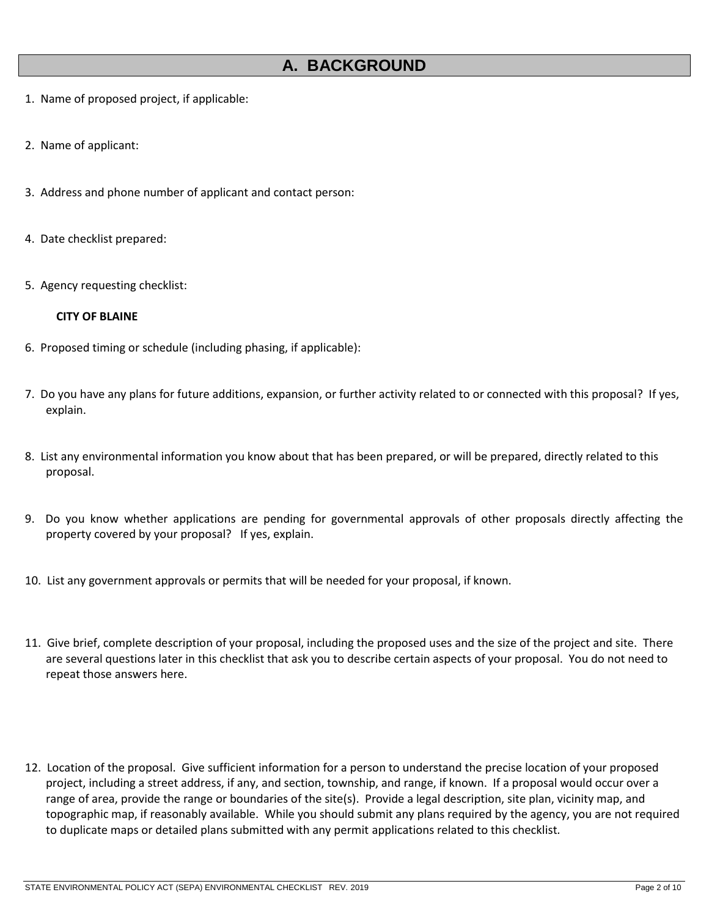## A. BACKGROUND

1. Name of proposed project, if applicable:

2. Name of applicant:

3. Address and phone number of applicant and contact person:

4. Date checklist prepared:

5. Agency requesting checklist:

   **CITY OF BLAINE**

6. Proposed timing or schedule (including phasing, if applicable):

7. Do you have any plans for future additions, expansion, or further activity related to or connected with this proposal? If yes, explain.

8. List any environmental information you know about that has been prepared, or will be prepared, directly related to this proposal.

9. Do you know whether applications are pending for governmental approvals of other proposals directly affecting the property covered by your proposal? If yes, explain.

10. List any government approvals or permits that will be needed for your proposal, if known.

11. Give brief, complete description of your proposal, including the proposed uses and the size of the project and site. There are several questions later in this checklist that ask you to describe certain aspects of your proposal. You do not need to repeat those answers here.

12. Location of the proposal. Give sufficient information for a person to understand the precise location of your proposed project, including a street address, if any, and section, township, and range, if known. If a proposal would occur over a range of area, provide the range or boundaries of the site(s). Provide a legal description, site plan, vicinity map, and topographic map, if reasonably available. While you should submit any plans required by the agency, you are not required to duplicate maps or detailed plans submitted with any permit applications related to this checklist.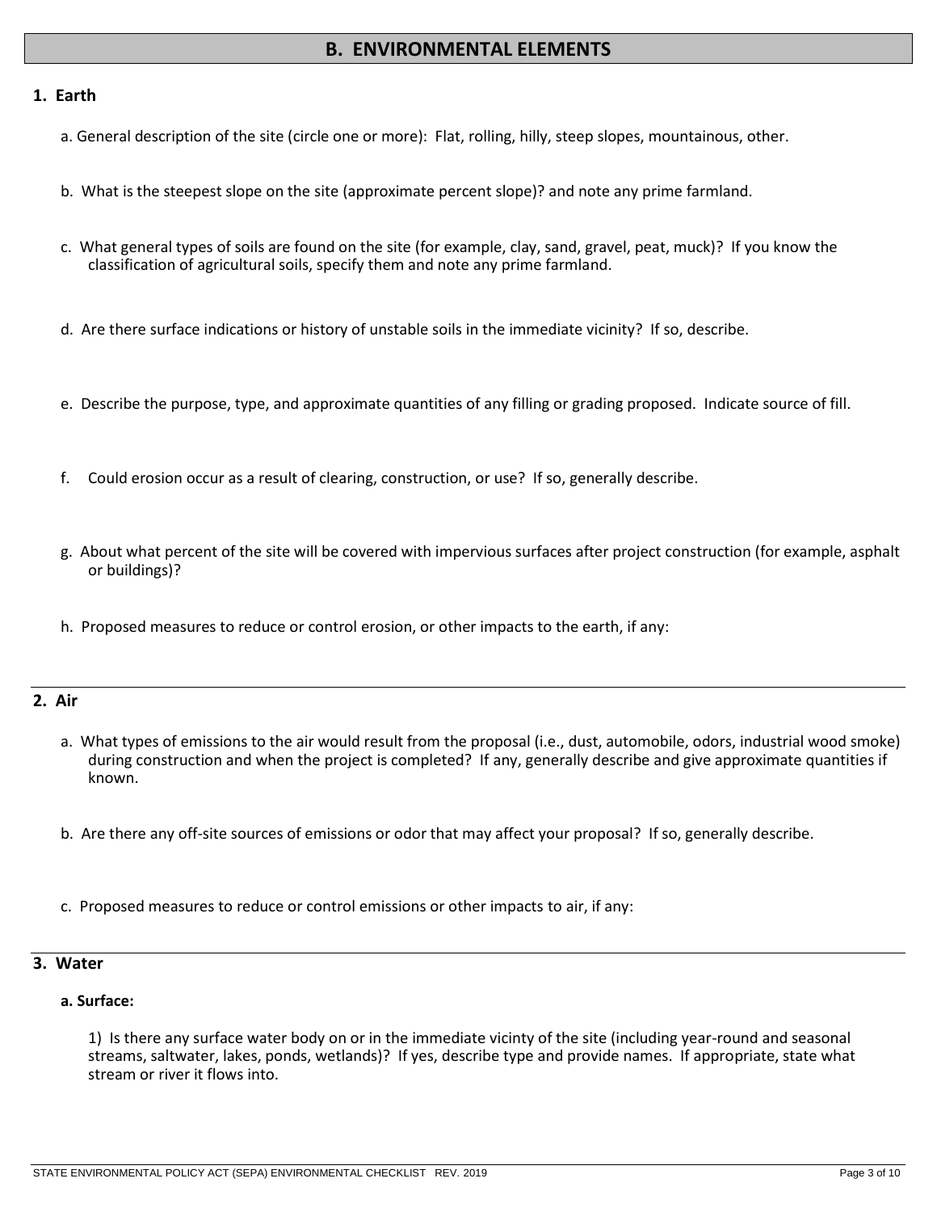## B. ENVIRONMENTAL ELEMENTS

### 1. Earth

a. General description of the site (circle one or more): Flat, rolling, hilly, steep slopes, mountainous, other.

b. What is the steepest slope on the site (approximate percent slope)? and note any prime farmland.

c. What general types of soils are found on the site (for example, clay, sand, gravel, peat, muck)? If you know the classification of agricultural soils, specify them and note any prime farmland.

d. Are there surface indications or history of unstable soils in the immediate vicinity? If so, describe.

e. Describe the purpose, type, and approximate quantities of any filling or grading proposed. Indicate source of fill.

f. Could erosion occur as a result of clearing, construction, or use? If so, generally describe.

g. About what percent of the site will be covered with impervious surfaces after project construction (for example, asphalt or buildings)?

h. Proposed measures to reduce or control erosion, or other impacts to the earth, if any:

### 2. Air

a. What types of emissions to the air would result from the proposal (i.e., dust, automobile, odors, industrial wood smoke) during construction and when the project is completed? If any, generally describe and give approximate quantities if known.

b. Are there any off-site sources of emissions or odor that may affect your proposal? If so, generally describe.

c. Proposed measures to reduce or control emissions or other impacts to air, if any:

### 3. Water

**a. Surface:**

1) Is there any surface water body on or in the immediate vicinity of the site (including year-round and seasonal streams, saltwater, lakes, ponds, wetlands)? If yes, describe type and provide names. If appropriate, state what stream or river it flows into.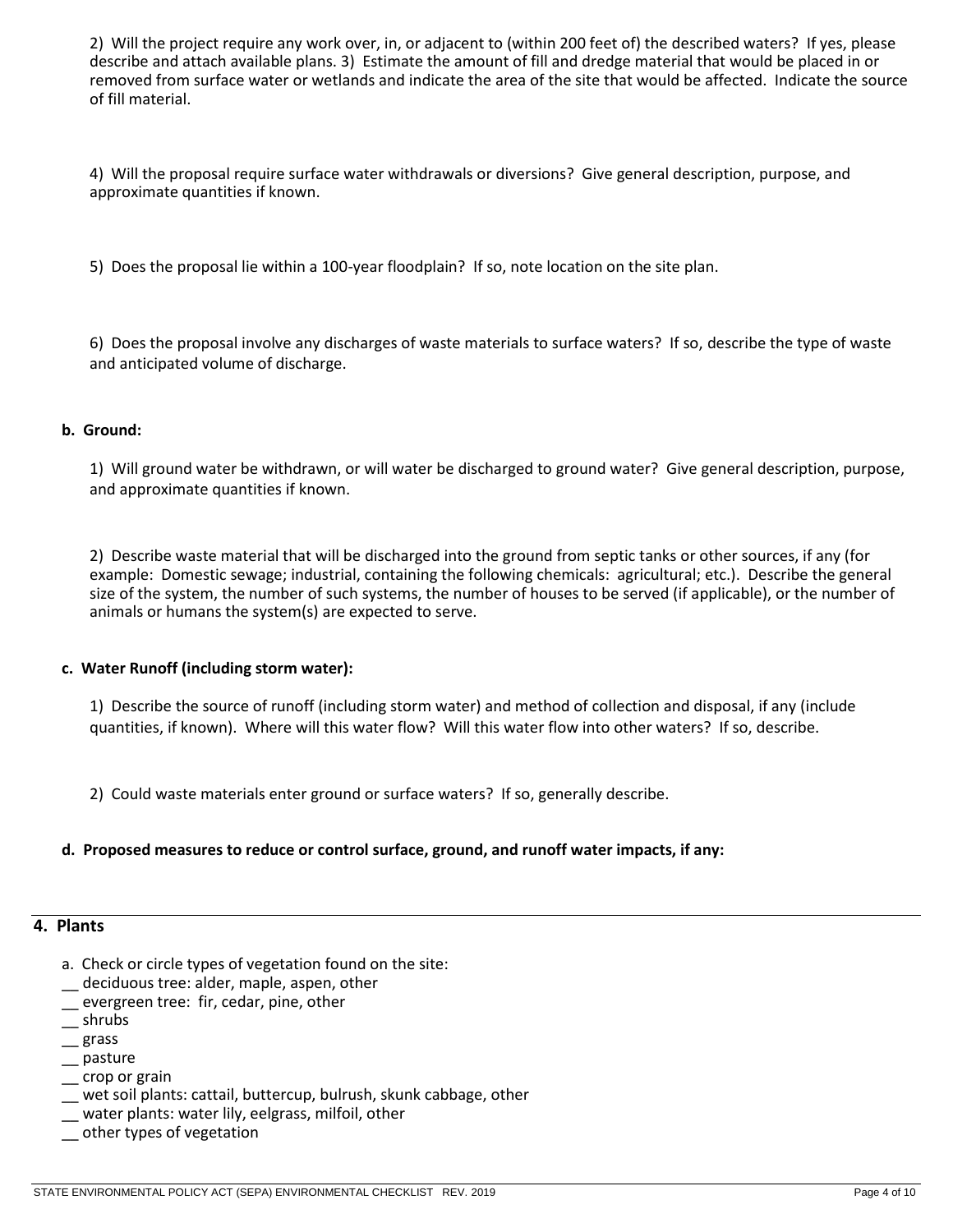2) Will the project require any work over, in, or adjacent to (within 200 feet of) the described waters? If yes, please describe and attach available plans. 3) Estimate the amount of fill and dredge material that would be placed in or removed from surface water or wetlands and indicate the area of the site that would be affected. Indicate the source of fill material.

4) Will the proposal require surface water withdrawals or diversions? Give general description, purpose, and approximate quantities if known.

5) Does the proposal lie within a 100-year floodplain? If so, note location on the site plan.

6) Does the proposal involve any discharges of waste materials to surface waters? If so, describe the type of waste and anticipated volume of discharge.

**b. Ground:**

1) Will ground water be withdrawn, or will water be discharged to ground water? Give general description, purpose, and approximate quantities if known.

2) Describe waste material that will be discharged into the ground from septic tanks or other sources, if any (for example: Domestic sewage; industrial, containing the following chemicals: agricultural; etc.). Describe the general size of the system, the number of such systems, the number of houses to be served (if applicable), or the number of animals or humans the system(s) are expected to serve.

**c. Water Runoff (including storm water):**

1) Describe the source of runoff (including storm water) and method of collection and disposal, if any (include quantities, if known). Where will this water flow? Will this water flow into other waters? If so, describe.

2) Could waste materials enter ground or surface waters? If so, generally describe.

**d. Proposed measures to reduce or control surface, ground, and runoff water impacts, if any:**

## 4. Plants

a. Check or circle types of vegetation found on the site:

__ deciduous tree: alder, maple, aspen, other
__ evergreen tree: fir, cedar, pine, other
__ shrubs
__ grass
__ pasture
__ crop or grain
__ wet soil plants: cattail, buttercup, bulrush, skunk cabbage, other
__ water plants: water lily, eelgrass, milfoil, other
__ other types of vegetation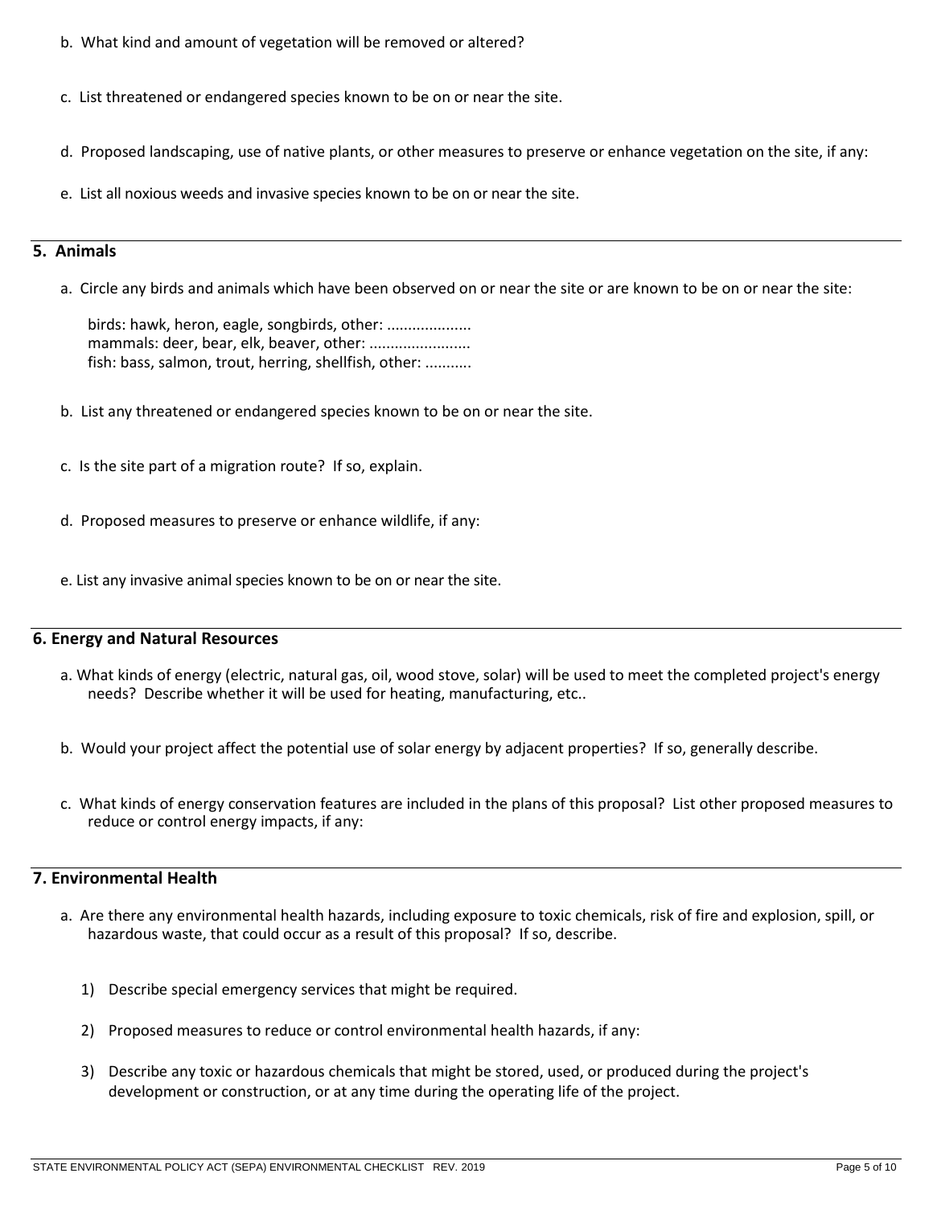b. What kind and amount of vegetation will be removed or altered?

c. List threatened or endangered species known to be on or near the site.

d. Proposed landscaping, use of native plants, or other measures to preserve or enhance vegetation on the site, if any:

e. List all noxious weeds and invasive species known to be on or near the site.

## 5. Animals

a. Circle any birds and animals which have been observed on or near the site or are known to be on or near the site:

birds: hawk, heron, eagle, songbirds, other: ...................
mammals: deer, bear, elk, beaver, other: .......................
fish: bass, salmon, trout, herring, shellfish, other: ..........

b. List any threatened or endangered species known to be on or near the site.

c. Is the site part of a migration route? If so, explain.

d. Proposed measures to preserve or enhance wildlife, if any:

e. List any invasive animal species known to be on or near the site.

## 6. Energy and Natural Resources

a. What kinds of energy (electric, natural gas, oil, wood stove, solar) will be used to meet the completed project's energy needs? Describe whether it will be used for heating, manufacturing, etc..

b. Would your project affect the potential use of solar energy by adjacent properties? If so, generally describe.

c. What kinds of energy conservation features are included in the plans of this proposal? List other proposed measures to reduce or control energy impacts, if any:

## 7. Environmental Health

a. Are there any environmental health hazards, including exposure to toxic chemicals, risk of fire and explosion, spill, or hazardous waste, that could occur as a result of this proposal? If so, describe.

1) Describe special emergency services that might be required.

2) Proposed measures to reduce or control environmental health hazards, if any:

3) Describe any toxic or hazardous chemicals that might be stored, used, or produced during the project's development or construction, or at any time during the operating life of the project.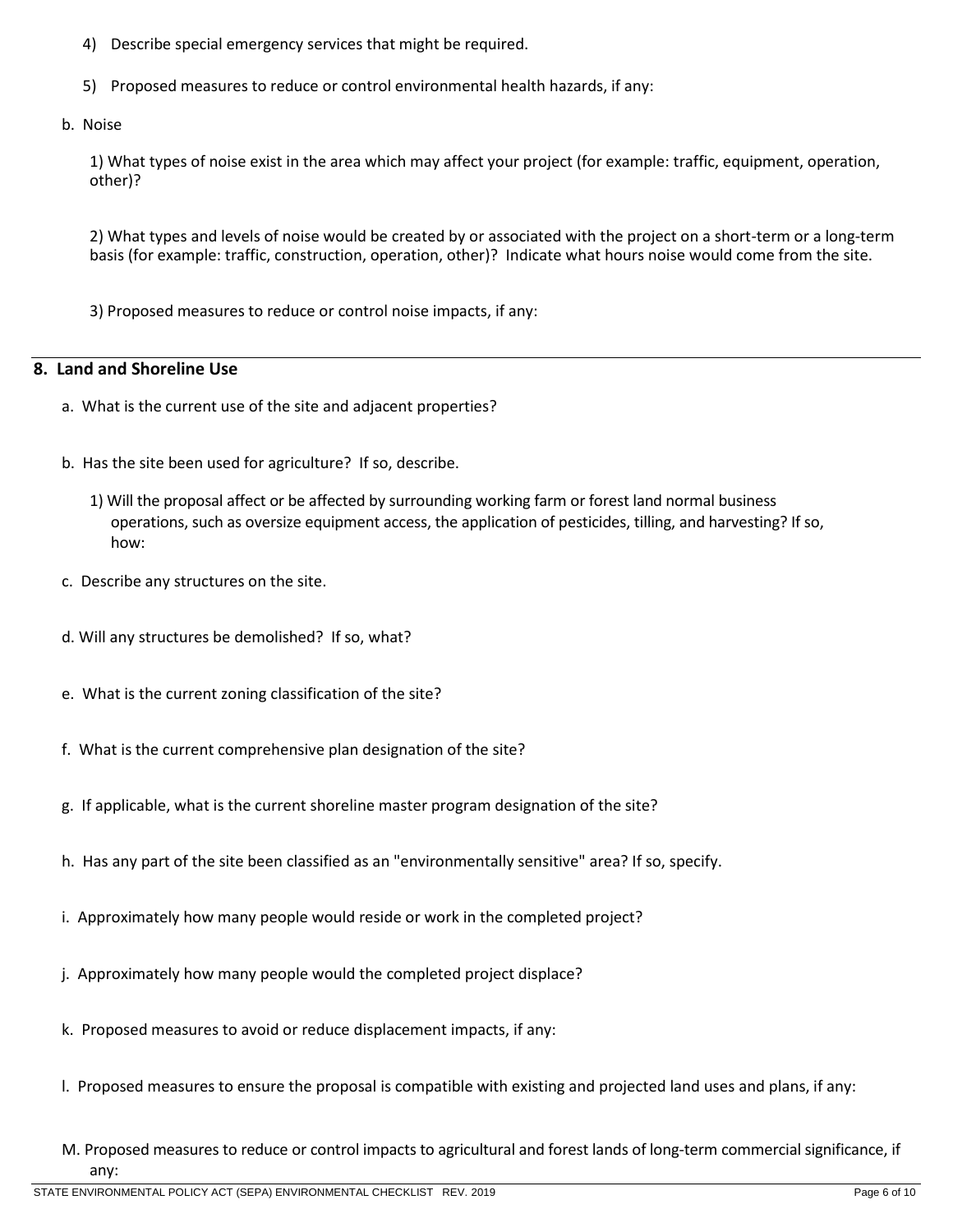4) Describe special emergency services that might be required.

5) Proposed measures to reduce or control environmental health hazards, if any:

b. Noise

1) What types of noise exist in the area which may affect your project (for example: traffic, equipment, operation, other)?

2) What types and levels of noise would be created by or associated with the project on a short-term or a long-term basis (for example: traffic, construction, operation, other)? Indicate what hours noise would come from the site.

3) Proposed measures to reduce or control noise impacts, if any:

## 8. Land and Shoreline Use

a. What is the current use of the site and adjacent properties?

b. Has the site been used for agriculture? If so, describe.

1) Will the proposal affect or be affected by surrounding working farm or forest land normal business operations, such as oversize equipment access, the application of pesticides, tilling, and harvesting? If so, how:

c. Describe any structures on the site.

d. Will any structures be demolished? If so, what?

e. What is the current zoning classification of the site?

f. What is the current comprehensive plan designation of the site?

g. If applicable, what is the current shoreline master program designation of the site?

h. Has any part of the site been classified as an "environmentally sensitive" area? If so, specify.

i. Approximately how many people would reside or work in the completed project?

j. Approximately how many people would the completed project displace?

k. Proposed measures to avoid or reduce displacement impacts, if any:

l. Proposed measures to ensure the proposal is compatible with existing and projected land uses and plans, if any:

M. Proposed measures to reduce or control impacts to agricultural and forest lands of long-term commercial significance, if any: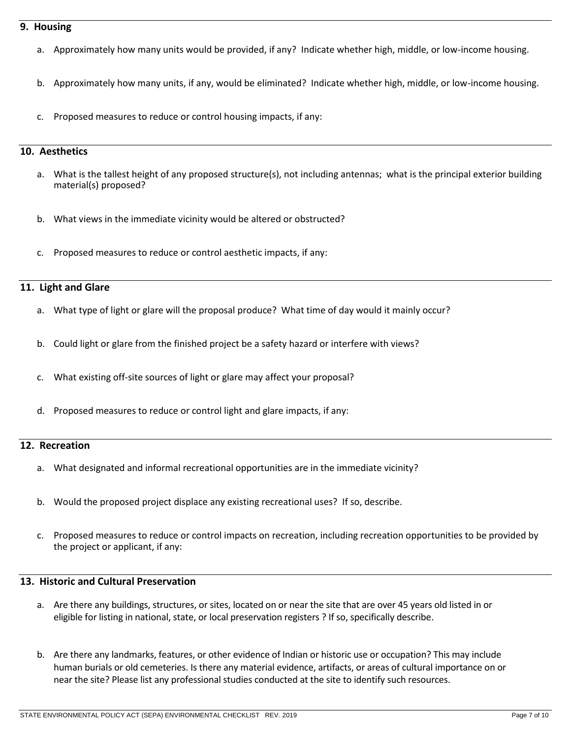## 9. Housing

a. Approximately how many units would be provided, if any? Indicate whether high, middle, or low-income housing.

b. Approximately how many units, if any, would be eliminated? Indicate whether high, middle, or low-income housing.

c. Proposed measures to reduce or control housing impacts, if any:

## 10. Aesthetics

a. What is the tallest height of any proposed structure(s), not including antennas; what is the principal exterior building material(s) proposed?

b. What views in the immediate vicinity would be altered or obstructed?

c. Proposed measures to reduce or control aesthetic impacts, if any:

## 11. Light and Glare

a. What type of light or glare will the proposal produce? What time of day would it mainly occur?

b. Could light or glare from the finished project be a safety hazard or interfere with views?

c. What existing off-site sources of light or glare may affect your proposal?

d. Proposed measures to reduce or control light and glare impacts, if any:

## 12. Recreation

a. What designated and informal recreational opportunities are in the immediate vicinity?

b. Would the proposed project displace any existing recreational uses? If so, describe.

c. Proposed measures to reduce or control impacts on recreation, including recreation opportunities to be provided by the project or applicant, if any:

## 13. Historic and Cultural Preservation

a. Are there any buildings, structures, or sites, located on or near the site that are over 45 years old listed in or eligible for listing in national, state, or local preservation registers ? If so, specifically describe.

b. Are there any landmarks, features, or other evidence of Indian or historic use or occupation? This may include human burials or old cemeteries. Is there any material evidence, artifacts, or areas of cultural importance on or near the site? Please list any professional studies conducted at the site to identify such resources.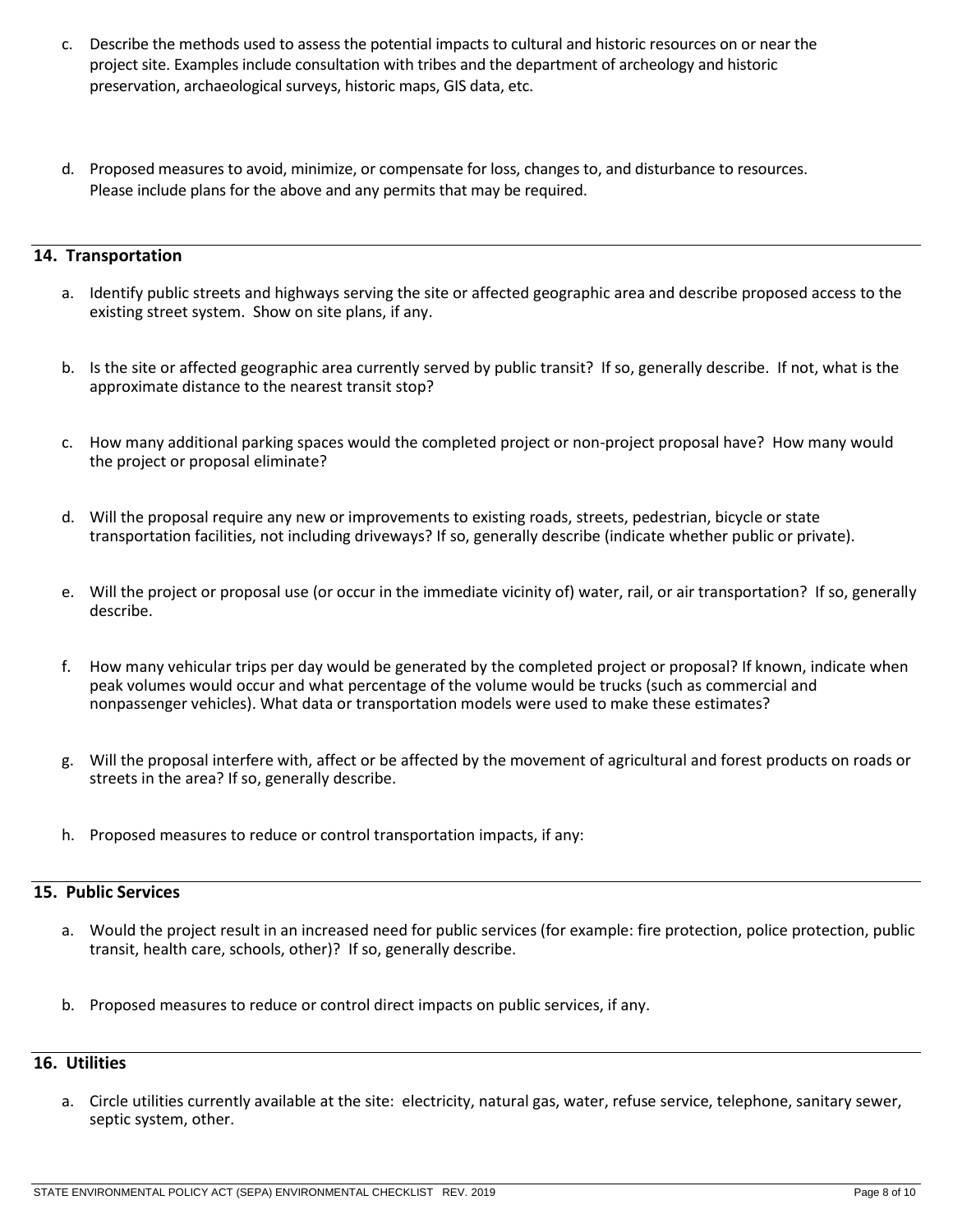c. Describe the methods used to assess the potential impacts to cultural and historic resources on or near the project site. Examples include consultation with tribes and the department of archeology and historic preservation, archaeological surveys, historic maps, GIS data, etc.

d. Proposed measures to avoid, minimize, or compensate for loss, changes to, and disturbance to resources. Please include plans for the above and any permits that may be required.

## 14. Transportation

a. Identify public streets and highways serving the site or affected geographic area and describe proposed access to the existing street system. Show on site plans, if any.

b. Is the site or affected geographic area currently served by public transit? If so, generally describe. If not, what is the approximate distance to the nearest transit stop?

c. How many additional parking spaces would the completed project or non-project proposal have? How many would the project or proposal eliminate?

d. Will the proposal require any new or improvements to existing roads, streets, pedestrian, bicycle or state transportation facilities, not including driveways? If so, generally describe (indicate whether public or private).

e. Will the project or proposal use (or occur in the immediate vicinity of) water, rail, or air transportation? If so, generally describe.

f. How many vehicular trips per day would be generated by the completed project or proposal? If known, indicate when peak volumes would occur and what percentage of the volume would be trucks (such as commercial and nonpassenger vehicles). What data or transportation models were used to make these estimates?

g. Will the proposal interfere with, affect or be affected by the movement of agricultural and forest products on roads or streets in the area? If so, generally describe.

h. Proposed measures to reduce or control transportation impacts, if any:

## 15. Public Services

a. Would the project result in an increased need for public services (for example: fire protection, police protection, public transit, health care, schools, other)? If so, generally describe.

b. Proposed measures to reduce or control direct impacts on public services, if any.

## 16. Utilities

a. Circle utilities currently available at the site: electricity, natural gas, water, refuse service, telephone, sanitary sewer, septic system, other.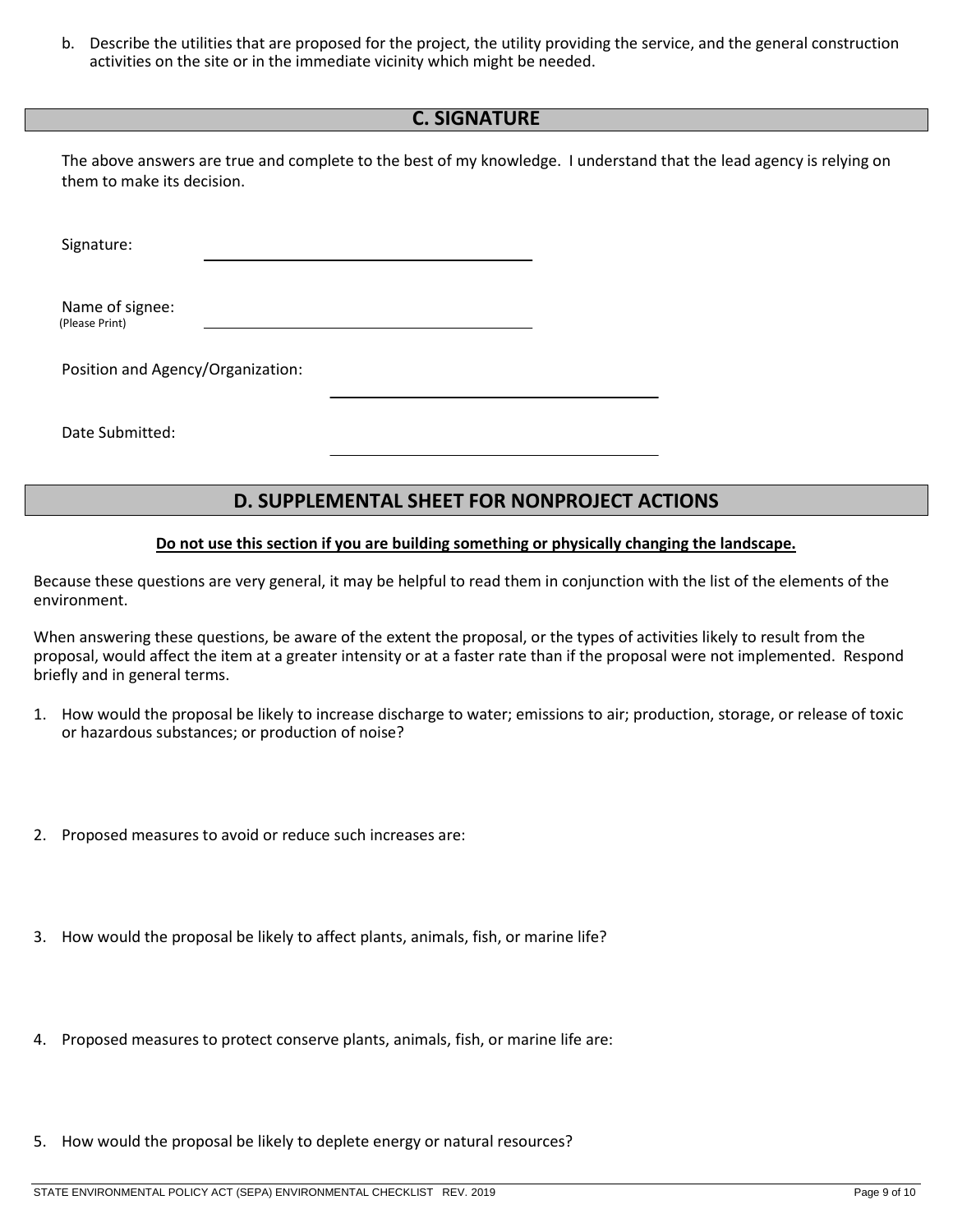b. Describe the utilities that are proposed for the project, the utility providing the service, and the general construction activities on the site or in the immediate vicinity which might be needed.

## C. SIGNATURE

The above answers are true and complete to the best of my knowledge. I understand that the lead agency is relying on them to make its decision.

Signature: ______________________________

Name of signee:
(Please Print) ______________________________

Position and Agency/Organization: ______________________________

Date Submitted: ______________________________

## D. SUPPLEMENTAL SHEET FOR NONPROJECT ACTIONS

**Do not use this section if you are building something or physically changing the landscape.**

Because these questions are very general, it may be helpful to read them in conjunction with the list of the elements of the environment.

When answering these questions, be aware of the extent the proposal, or the types of activities likely to result from the proposal, would affect the item at a greater intensity or at a faster rate than if the proposal were not implemented. Respond briefly and in general terms.

1. How would the proposal be likely to increase discharge to water; emissions to air; production, storage, or release of toxic or hazardous substances; or production of noise?

2. Proposed measures to avoid or reduce such increases are:

3. How would the proposal be likely to affect plants, animals, fish, or marine life?

4. Proposed measures to protect conserve plants, animals, fish, or marine life are:

5. How would the proposal be likely to deplete energy or natural resources?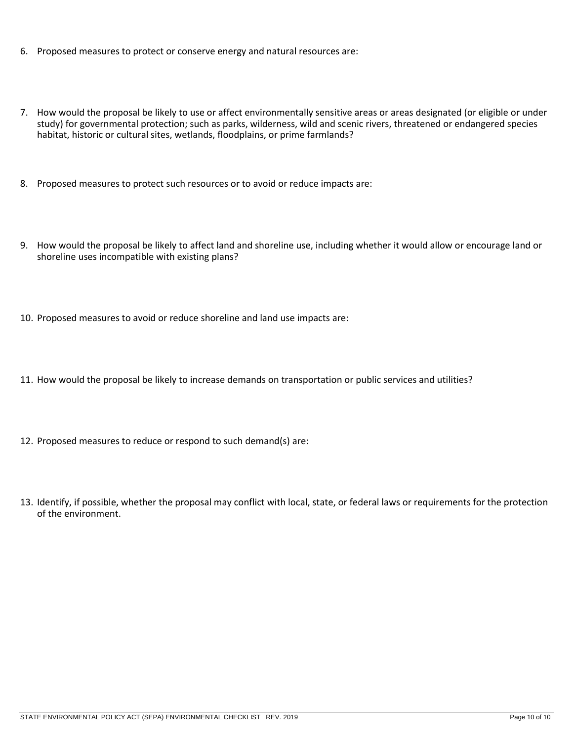6. Proposed measures to protect or conserve energy and natural resources are:

7. How would the proposal be likely to use or affect environmentally sensitive areas or areas designated (or eligible or under study) for governmental protection; such as parks, wilderness, wild and scenic rivers, threatened or endangered species habitat, historic or cultural sites, wetlands, floodplains, or prime farmlands?

8. Proposed measures to protect such resources or to avoid or reduce impacts are:

9. How would the proposal be likely to affect land and shoreline use, including whether it would allow or encourage land or shoreline uses incompatible with existing plans?

10. Proposed measures to avoid or reduce shoreline and land use impacts are:

11. How would the proposal be likely to increase demands on transportation or public services and utilities?

12. Proposed measures to reduce or respond to such demand(s) are:

13. Identify, if possible, whether the proposal may conflict with local, state, or federal laws or requirements for the protection of the environment.